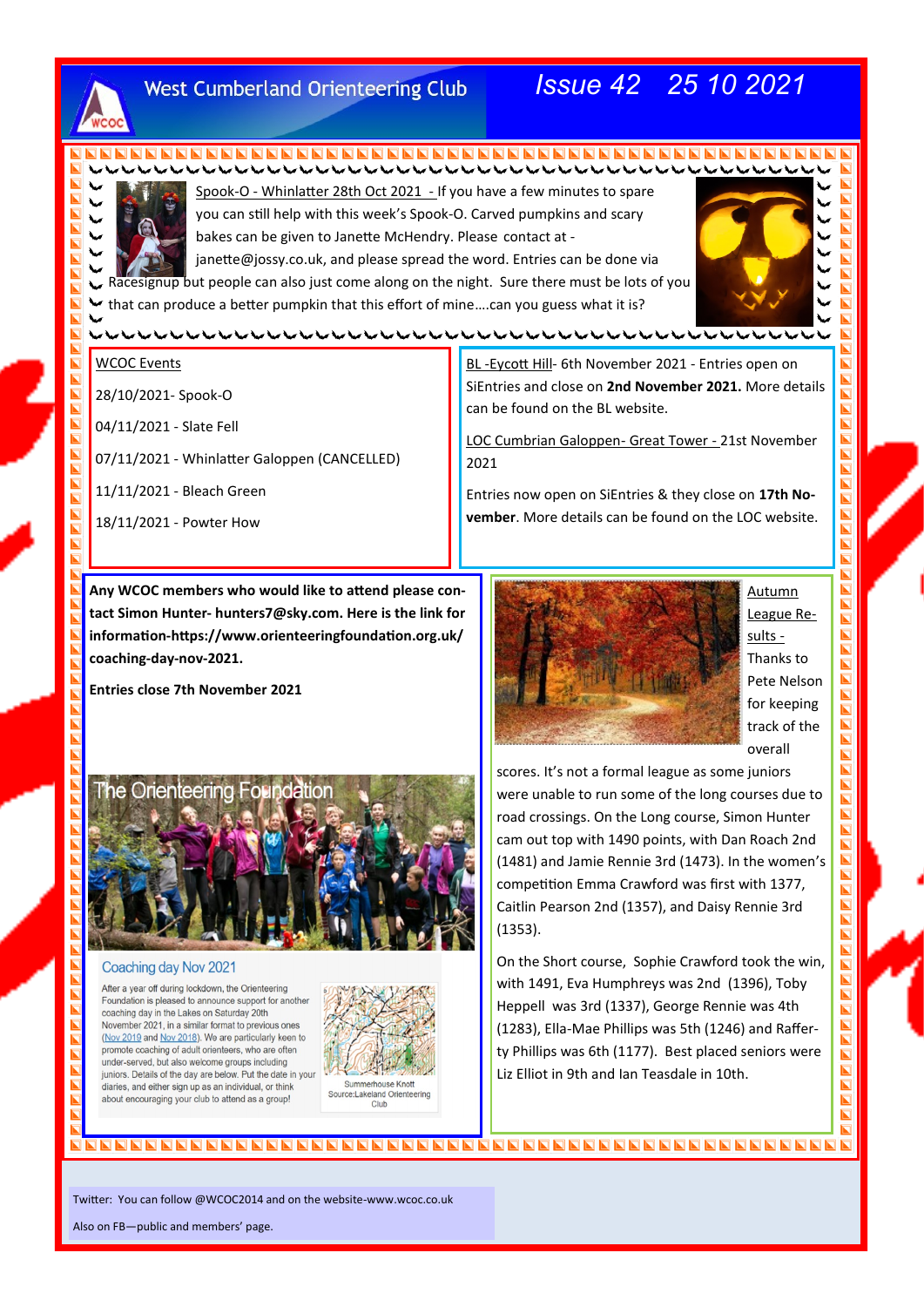# West Cumberland Orienteering Club

## Issue 42 25 10 2021

Spook-O - Whinlatter 28th Oct 2021 - If you have a few minutes to spare you can still help with this week's Spook-O. Carved pumpkins and scary bakes can be given to Janette McHendry. Please contact at - janette@jossy.co.uk, and please spread the word. Entries can be done via Racesignup but people can also just come along on the night. Sure there must be lots of you that can produce a better pumpkin that this effort of mine….can you guess what it is?

## WCOC Events

28/10/2021- Spook-O

04/11/2021 - Slate Fell

07/11/2021 - Whinlatter Galoppen (CANCELLED)

11/11/2021 - Bleach Green

18/11/2021 - Powter How

BL -Eycott Hill- 6th November 2021 - Entries open on SiEntries and close on **2nd November 2021.** More details can be found on the BL website.

LOC Cumbrian Galoppen- Great Tower - 21st November 2021

Entries now open on SiEntries & they close on **17th November**. More details can be found on the LOC website.

**Any WCOC members who would like to attend please contact Simon Hunter- hunters7@sky.com. Here is the link for information-https://www.orienteeringfoundation.org.uk/coaching-day-nov-2021.**

**Entries close 7th November 2021**

The Orienteering Foundation

Coaching day Nov 2021

After a year off during lockdown, the Orienteering Foundation is pleased to announce support for another coaching day in the Lakes on Saturday 20th November 2021, in a similar format to previous ones (Nov 2019 and Nov 2018). We are particularly keen to promote coaching of adult orienteers, who are often under-served, but also welcome groups including juniors. Details of the day are below. Put the date in your diaries, and either sign up as an individual, or think about encouraging your club to attend as a group!

Summerhouse Knott Source:Lakeland Orienteering Club

## Autumn League Results -

Thanks to Pete Nelson for keeping track of the overall scores. It's not a formal league as some juniors were unable to run some of the long courses due to road crossings. On the Long course, Simon Hunter cam out top with 1490 points, with Dan Roach 2nd (1481) and Jamie Rennie 3rd (1473). In the women's competition Emma Crawford was first with 1377, Caitlin Pearson 2nd (1357), and Daisy Rennie 3rd (1353).

On the Short course, Sophie Crawford took the win, with 1491, Eva Humphreys was 2nd (1396), Toby Heppell was 3rd (1337), George Rennie was 4th (1283), Ella-Mae Phillips was 5th (1246) and Rafferty Phillips was 6th (1177). Best placed seniors were Liz Elliot in 9th and Ian Teasdale in 10th.

Twitter: You can follow @WCOC2014 and on the website-www.wcoc.co.uk

Also on FB—public and members' page.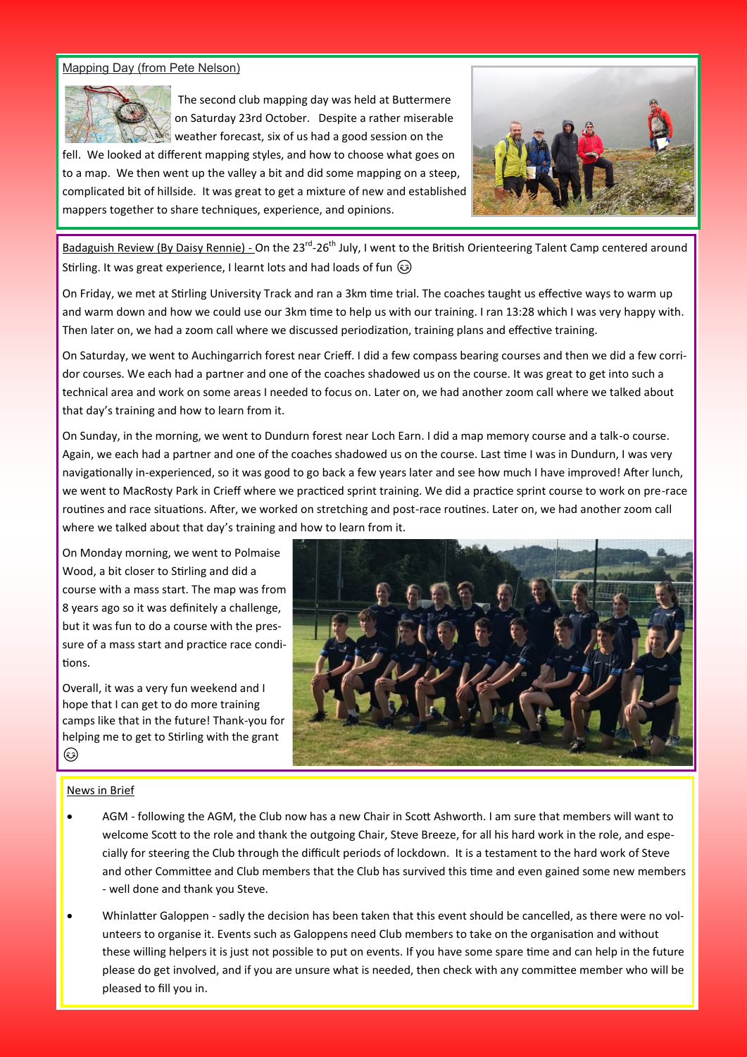## Mapping Day (from Pete Nelson)

The second club mapping day was held at Buttermere on Saturday 23rd October. Despite a rather miserable weather forecast, six of us had a good session on the fell. We looked at different mapping styles, and how to choose what goes on to a map. We then went up the valley a bit and did some mapping on a steep, complicated bit of hillside. It was great to get a mixture of new and established mappers together to share techniques, experience, and opinions.

## Badaguish Review (By Daisy Rennie)

On the 23rd-26th July, I went to the British Orienteering Talent Camp centered around Stirling. It was great experience, I learnt lots and had loads of fun 😉

On Friday, we met at Stirling University Track and ran a 3km time trial. The coaches taught us effective ways to warm up and warm down and how we could use our 3km time to help us with our training. I ran 13:28 which I was very happy with. Then later on, we had a zoom call where we discussed periodization, training plans and effective training.

On Saturday, we went to Auchingarrich forest near Crieff. I did a few compass bearing courses and then we did a few corridor courses. We each had a partner and one of the coaches shadowed us on the course. It was great to get into such a technical area and work on some areas I needed to focus on. Later on, we had another zoom call where we talked about that day's training and how to learn from it.

On Sunday, in the morning, we went to Dundurn forest near Loch Earn. I did a map memory course and a talk-o course. Again, we each had a partner and one of the coaches shadowed us on the course. Last time I was in Dundurn, I was very navigationally in-experienced, so it was good to go back a few years later and see how much I have improved! After lunch, we went to MacRosty Park in Crieff where we practiced sprint training. We did a practice sprint course to work on pre-race routines and race situations. After, we worked on stretching and post-race routines. Later on, we had another zoom call where we talked about that day's training and how to learn from it.

On Monday morning, we went to Polmaise Wood, a bit closer to Stirling and did a course with a mass start. The map was from 8 years ago so it was definitely a challenge, but it was fun to do a course with the pressure of a mass start and practice race conditions.

Overall, it was a very fun weekend and I hope that I can get to do more training camps like that in the future! Thank-you for helping me to get to Stirling with the grant 😉

## News in Brief

- AGM - following the AGM, the Club now has a new Chair in Scott Ashworth. I am sure that members will want to welcome Scott to the role and thank the outgoing Chair, Steve Breeze, for all his hard work in the role, and especially for steering the Club through the difficult periods of lockdown. It is a testament to the hard work of Steve and other Committee and Club members that the Club has survived this time and even gained some new members - well done and thank you Steve.
- Whinlatter Galoppen - sadly the decision has been taken that this event should be cancelled, as there were no volunteers to organise it. Events such as Galoppens need Club members to take on the organisation and without these willing helpers it is just not possible to put on events. If you have some spare time and can help in the future please do get involved, and if you are unsure what is needed, then check with any committee member who will be pleased to fill you in.